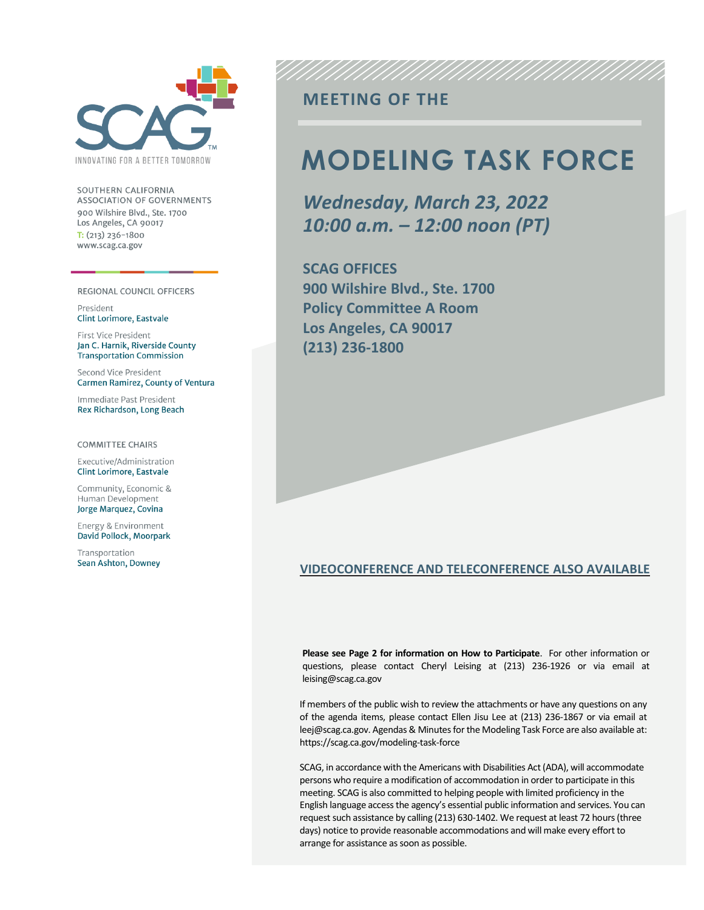INNOVATING FOR A BETTER TOMORROW

SOUTHERN CALIFORNIA ASSOCIATION OF GOVERNMENTS
900 Wilshire Blvd., Ste. 1700
Los Angeles, CA 90017
T: (213) 236-1800
www.scag.ca.gov

REGIONAL COUNCIL OFFICERS

President
Clint Lorimore, Eastvale

First Vice President
Jan C. Harnik, Riverside County Transportation Commission

Second Vice President
Carmen Ramirez, County of Ventura

Immediate Past President
Rex Richardson, Long Beach

COMMITTEE CHAIRS

Executive/Administration
Clint Lorimore, Eastvale

Community, Economic & Human Development
Jorge Marquez, Covina

Energy & Environment
David Pollock, Moorpark

Transportation
Sean Ashton, Downey

## MEETING OF THE

# MODELING TASK FORCE

***Wednesday, March 23, 2022***
***10:00 a.m. – 12:00 noon (PT)***

**SCAG OFFICES**
**900 Wilshire Blvd., Ste. 1700**
**Policy Committee A Room**
**Los Angeles, CA 90017**
**(213) 236-1800**

**VIDEOCONFERENCE AND TELECONFERENCE ALSO AVAILABLE**

**Please see Page 2 for information on How to Participate**. For other information or questions, please contact Cheryl Leising at (213) 236-1926 or via email at leising@scag.ca.gov

If members of the public wish to review the attachments or have any questions on any of the agenda items, please contact Ellen Jisu Lee at (213) 236-1867 or via email at leej@scag.ca.gov. Agendas & Minutes for the Modeling Task Force are also available at: https://scag.ca.gov/modeling-task-force

SCAG, in accordance with the Americans with Disabilities Act (ADA), will accommodate persons who require a modification of accommodation in order to participate in this meeting. SCAG is also committed to helping people with limited proficiency in the English language access the agency's essential public information and services. You can request such assistance by calling (213) 630-1402. We request at least 72 hours (three days) notice to provide reasonable accommodations and will make every effort to arrange for assistance as soon as possible.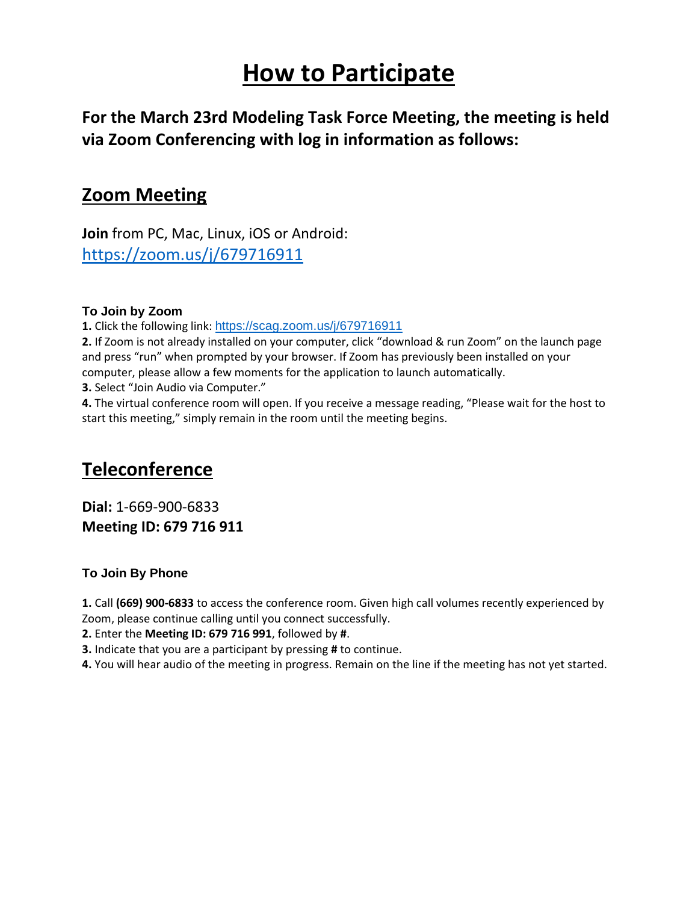# How to Participate

**For the March 23rd Modeling Task Force Meeting, the meeting is held via Zoom Conferencing with log in information as follows:**

## Zoom Meeting

**Join** from PC, Mac, Linux, iOS or Android:
https://zoom.us/j/679716911

### To Join by Zoom

**1.** Click the following link: https://scag.zoom.us/j/679716911
**2.** If Zoom is not already installed on your computer, click "download & run Zoom" on the launch page and press "run" when prompted by your browser. If Zoom has previously been installed on your computer, please allow a few moments for the application to launch automatically.
**3.** Select "Join Audio via Computer."
**4.** The virtual conference room will open. If you receive a message reading, "Please wait for the host to start this meeting," simply remain in the room until the meeting begins.

## Teleconference

**Dial:** 1-669-900-6833
**Meeting ID: 679 716 911**

### To Join By Phone

**1.** Call **(669) 900-6833** to access the conference room. Given high call volumes recently experienced by Zoom, please continue calling until you connect successfully.
**2.** Enter the **Meeting ID: 679 716 991**, followed by **#**.
**3.** Indicate that you are a participant by pressing **#** to continue.
**4.** You will hear audio of the meeting in progress. Remain on the line if the meeting has not yet started.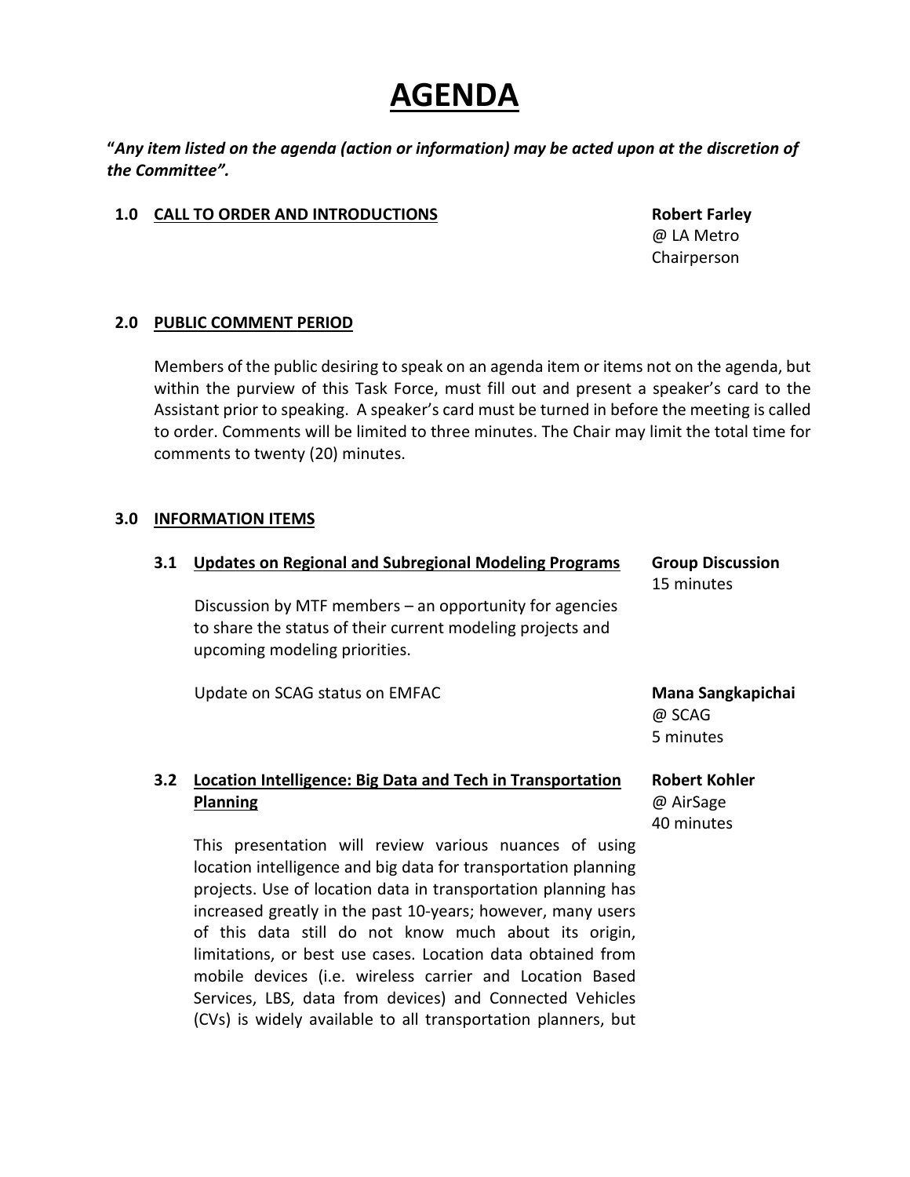# AGENDA

**"*Any item listed on the agenda (action or information) may be acted upon at the discretion of the Committee".***

**1.0 CALL TO ORDER AND INTRODUCTIONS**

**Robert Farley**
@ LA Metro
Chairperson

**2.0 PUBLIC COMMENT PERIOD**

Members of the public desiring to speak on an agenda item or items not on the agenda, but within the purview of this Task Force, must fill out and present a speaker's card to the Assistant prior to speaking. A speaker's card must be turned in before the meeting is called to order. Comments will be limited to three minutes. The Chair may limit the total time for comments to twenty (20) minutes.

**3.0 INFORMATION ITEMS**

**3.1 Updates on Regional and Subregional Modeling Programs**

**Group Discussion**
15 minutes

Discussion by MTF members – an opportunity for agencies to share the status of their current modeling projects and upcoming modeling priorities.

Update on SCAG status on EMFAC

**Mana Sangkapichai**
@ SCAG
5 minutes

**3.2 Location Intelligence: Big Data and Tech in Transportation Planning**

**Robert Kohler**
@ AirSage
40 minutes

This presentation will review various nuances of using location intelligence and big data for transportation planning projects. Use of location data in transportation planning has increased greatly in the past 10-years; however, many users of this data still do not know much about its origin, limitations, or best use cases. Location data obtained from mobile devices (i.e. wireless carrier and Location Based Services, LBS, data from devices) and Connected Vehicles (CVs) is widely available to all transportation planners, but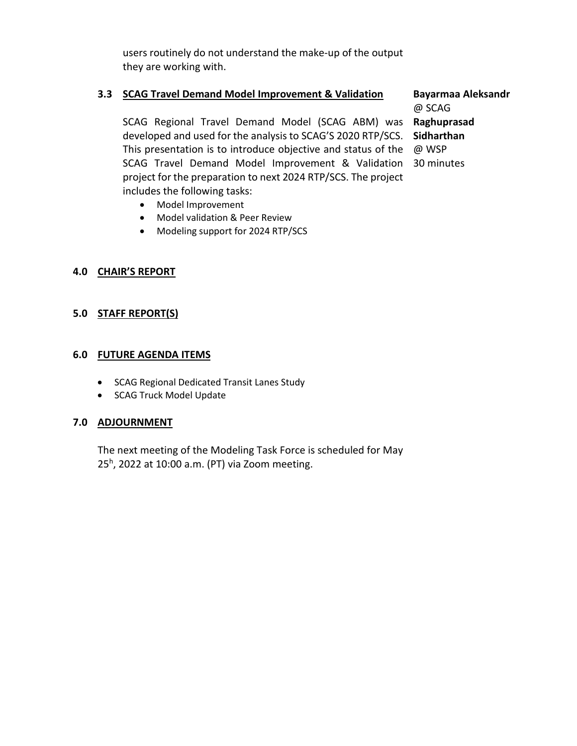users routinely do not understand the make-up of the output they are working with.

### 3.3 SCAG Travel Demand Model Improvement & Validation

**Bayarmaa Aleksandr** @ SCAG
**Raghuprasad Sidharthan** @ WSP
30 minutes

SCAG Regional Travel Demand Model (SCAG ABM) was developed and used for the analysis to SCAG'S 2020 RTP/SCS. This presentation is to introduce objective and status of the SCAG Travel Demand Model Improvement & Validation project for the preparation to next 2024 RTP/SCS. The project includes the following tasks:

- Model Improvement
- Model validation & Peer Review
- Modeling support for 2024 RTP/SCS

## 4.0 CHAIR'S REPORT

## 5.0 STAFF REPORT(S)

## 6.0 FUTURE AGENDA ITEMS

- SCAG Regional Dedicated Transit Lanes Study
- SCAG Truck Model Update

## 7.0 ADJOURNMENT

The next meeting of the Modeling Task Force is scheduled for May 25h, 2022 at 10:00 a.m. (PT) via Zoom meeting.